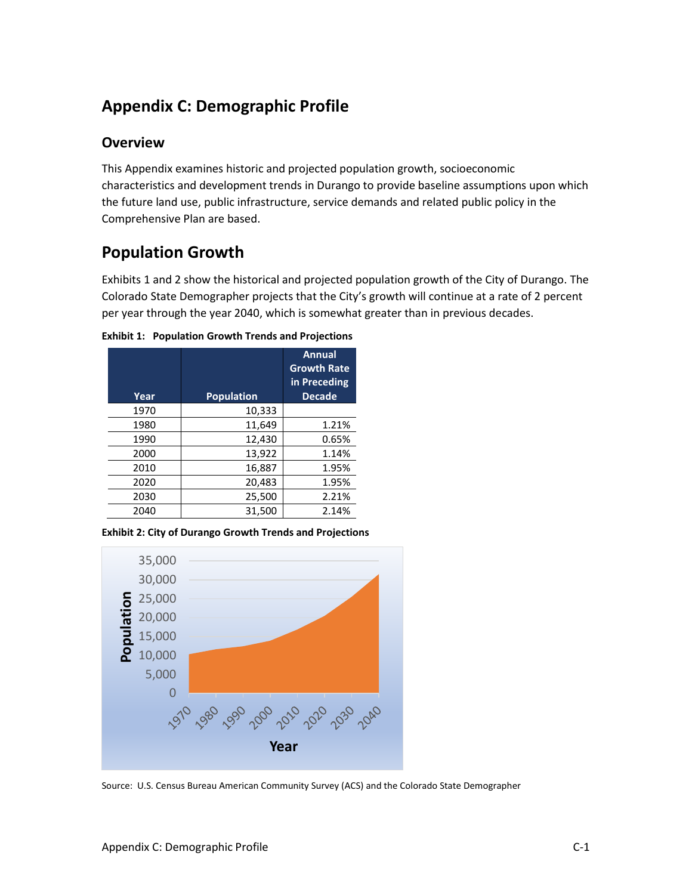# Appendix C: Demographic Profile

## Overview

This Appendix examines historic and projected population growth, socioeconomic characteristics and development trends in Durango to provide baseline assumptions upon which the future land use, public infrastructure, service demands and related public policy in the Comprehensive Plan are based.

## Population Growth

Exhibits 1 and 2 show the historical and projected population growth of the City of Durango. The Colorado State Demographer projects that the City's growth will continue at a rate of 2 percent per year through the year 2040, which is somewhat greater than in previous decades.

**Exhibit 1: Population Growth Trends and Projections**

| Year | Population | Annual Growth Rate in Preceding Decade |
|---|---|---|
| 1970 | 10,333 | |
| 1980 | 11,649 | 1.21% |
| 1990 | 12,430 | 0.65% |
| 2000 | 13,922 | 1.14% |
| 2010 | 16,887 | 1.95% |
| 2020 | 20,483 | 1.95% |
| 2030 | 25,500 | 2.21% |
| 2040 | 31,500 | 2.14% |

**Exhibit 2: City of Durango Growth Trends and Projections**

Source: U.S. Census Bureau American Community Survey (ACS) and the Colorado State Demographer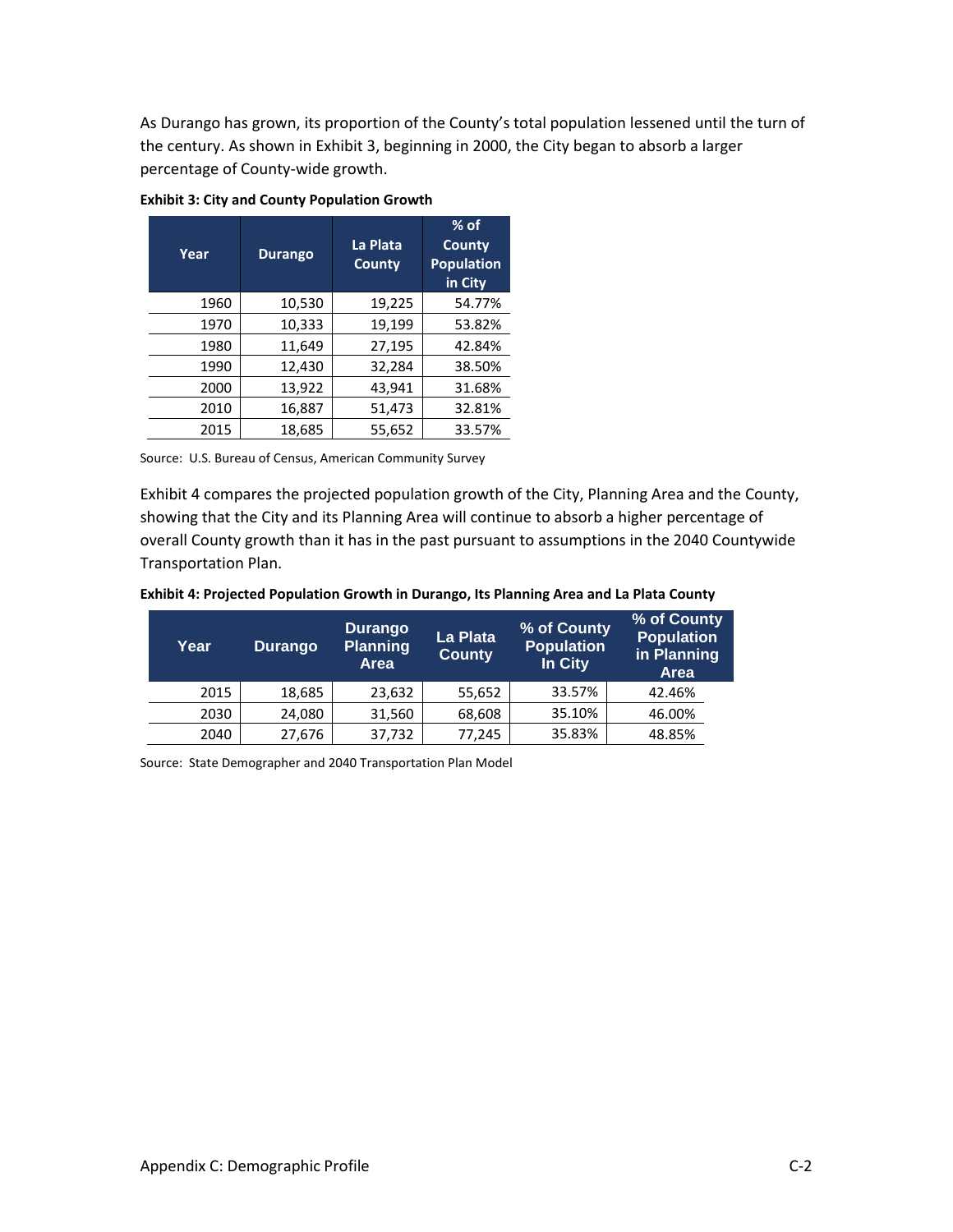As Durango has grown, its proportion of the County's total population lessened until the turn of the century. As shown in Exhibit 3, beginning in 2000, the City began to absorb a larger percentage of County-wide growth.

**Exhibit 3: City and County Population Growth**

| Year | Durango | La Plata County | % of County Population in City |
|---|---|---|---|
| 1960 | 10,530 | 19,225 | 54.77% |
| 1970 | 10,333 | 19,199 | 53.82% |
| 1980 | 11,649 | 27,195 | 42.84% |
| 1990 | 12,430 | 32,284 | 38.50% |
| 2000 | 13,922 | 43,941 | 31.68% |
| 2010 | 16,887 | 51,473 | 32.81% |
| 2015 | 18,685 | 55,652 | 33.57% |

Source: U.S. Bureau of Census, American Community Survey

Exhibit 4 compares the projected population growth of the City, Planning Area and the County, showing that the City and its Planning Area will continue to absorb a higher percentage of overall County growth than it has in the past pursuant to assumptions in the 2040 Countywide Transportation Plan.

**Exhibit 4: Projected Population Growth in Durango, Its Planning Area and La Plata County**

| Year | Durango | Durango Planning Area | La Plata County | % of County Population In City | % of County Population in Planning Area |
|---|---|---|---|---|---|
| 2015 | 18,685 | 23,632 | 55,652 | 33.57% | 42.46% |
| 2030 | 24,080 | 31,560 | 68,608 | 35.10% | 46.00% |
| 2040 | 27,676 | 37,732 | 77,245 | 35.83% | 48.85% |

Source: State Demographer and 2040 Transportation Plan Model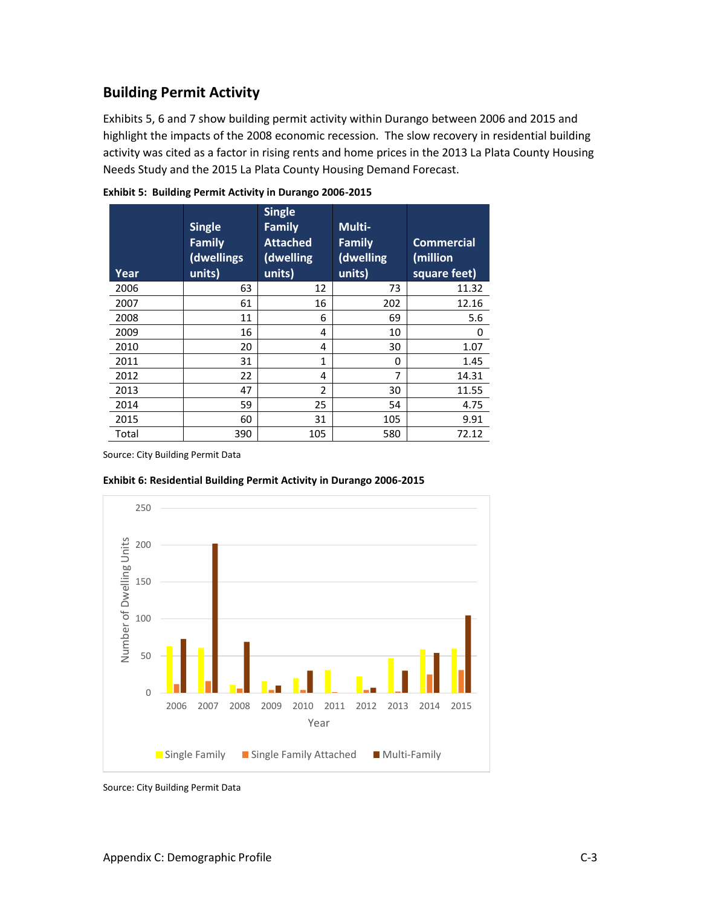## Building Permit Activity

Exhibits 5, 6 and 7 show building permit activity within Durango between 2006 and 2015 and highlight the impacts of the 2008 economic recession. The slow recovery in residential building activity was cited as a factor in rising rents and home prices in the 2013 La Plata County Housing Needs Study and the 2015 La Plata County Housing Demand Forecast.

**Exhibit 5: Building Permit Activity in Durango 2006-2015**

| Year | Single Family (dwellings units) | Single Family Attached (dwelling units) | Multi-Family (dwelling units) | Commercial (million square feet) |
|---|---|---|---|---|
| 2006 | 63 | 12 | 73 | 11.32 |
| 2007 | 61 | 16 | 202 | 12.16 |
| 2008 | 11 | 6 | 69 | 5.6 |
| 2009 | 16 | 4 | 10 | 0 |
| 2010 | 20 | 4 | 30 | 1.07 |
| 2011 | 31 | 1 | 0 | 1.45 |
| 2012 | 22 | 4 | 7 | 14.31 |
| 2013 | 47 | 2 | 30 | 11.55 |
| 2014 | 59 | 25 | 54 | 4.75 |
| 2015 | 60 | 31 | 105 | 9.91 |
| Total | 390 | 105 | 580 | 72.12 |

Source: City Building Permit Data

**Exhibit 6: Residential Building Permit Activity in Durango 2006-2015**

Source: City Building Permit Data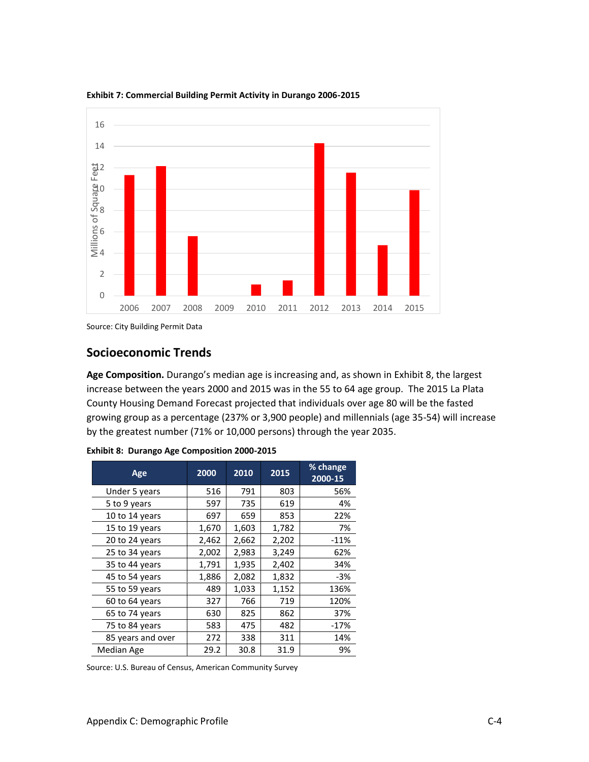**Exhibit 7: Commercial Building Permit Activity in Durango 2006-2015**

Source: City Building Permit Data

## Socioeconomic Trends

**Age Composition.** Durango's median age is increasing and, as shown in Exhibit 8, the largest increase between the years 2000 and 2015 was in the 55 to 64 age group. The 2015 La Plata County Housing Demand Forecast projected that individuals over age 80 will be the fasted growing group as a percentage (237% or 3,900 people) and millennials (age 35-54) will increase by the greatest number (71% or 10,000 persons) through the year 2035.

**Exhibit 8: Durango Age Composition 2000-2015**

| Age | 2000 | 2010 | 2015 | % change 2000-15 |
|---|---|---|---|---|
| Under 5 years | 516 | 791 | 803 | 56% |
| 5 to 9 years | 597 | 735 | 619 | 4% |
| 10 to 14 years | 697 | 659 | 853 | 22% |
| 15 to 19 years | 1,670 | 1,603 | 1,782 | 7% |
| 20 to 24 years | 2,462 | 2,662 | 2,202 | -11% |
| 25 to 34 years | 2,002 | 2,983 | 3,249 | 62% |
| 35 to 44 years | 1,791 | 1,935 | 2,402 | 34% |
| 45 to 54 years | 1,886 | 2,082 | 1,832 | -3% |
| 55 to 59 years | 489 | 1,033 | 1,152 | 136% |
| 60 to 64 years | 327 | 766 | 719 | 120% |
| 65 to 74 years | 630 | 825 | 862 | 37% |
| 75 to 84 years | 583 | 475 | 482 | -17% |
| 85 years and over | 272 | 338 | 311 | 14% |
| Median Age | 29.2 | 30.8 | 31.9 | 9% |

Source: U.S. Bureau of Census, American Community Survey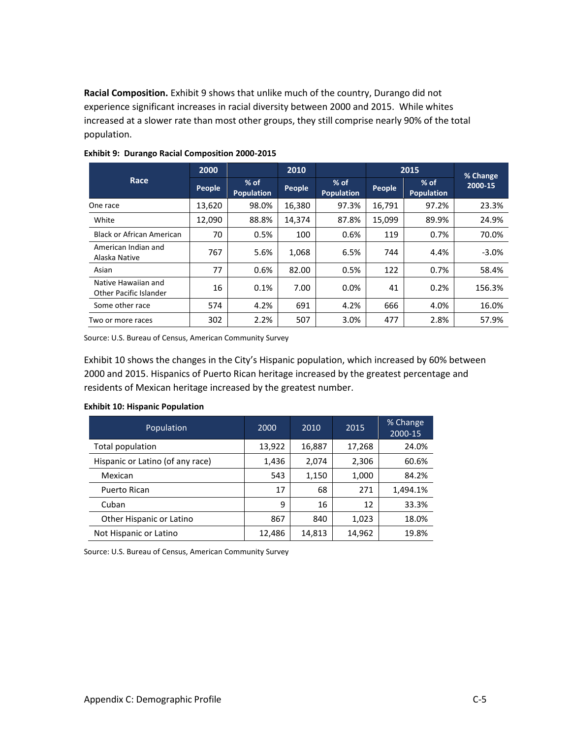**Racial Composition.** Exhibit 9 shows that unlike much of the country, Durango did not experience significant increases in racial diversity between 2000 and 2015. While whites increased at a slower rate than most other groups, they still comprise nearly 90% of the total population.

**Exhibit 9: Durango Racial Composition 2000-2015**

| Race | 2000 | | 2010 | | 2015 | | % Change 2000-15 |
|---|---|---|---|---|---|---|---|
| | People | % of Population | People | % of Population | People | % of Population | |
| One race | 13,620 | 98.0% | 16,380 | 97.3% | 16,791 | 97.2% | 23.3% |
| White | 12,090 | 88.8% | 14,374 | 87.8% | 15,099 | 89.9% | 24.9% |
| Black or African American | 70 | 0.5% | 100 | 0.6% | 119 | 0.7% | 70.0% |
| American Indian and Alaska Native | 767 | 5.6% | 1,068 | 6.5% | 744 | 4.4% | -3.0% |
| Asian | 77 | 0.6% | 82.00 | 0.5% | 122 | 0.7% | 58.4% |
| Native Hawaiian and Other Pacific Islander | 16 | 0.1% | 7.00 | 0.0% | 41 | 0.2% | 156.3% |
| Some other race | 574 | 4.2% | 691 | 4.2% | 666 | 4.0% | 16.0% |
| Two or more races | 302 | 2.2% | 507 | 3.0% | 477 | 2.8% | 57.9% |

Source: U.S. Bureau of Census, American Community Survey

Exhibit 10 shows the changes in the City's Hispanic population, which increased by 60% between 2000 and 2015. Hispanics of Puerto Rican heritage increased by the greatest percentage and residents of Mexican heritage increased by the greatest number.

**Exhibit 10: Hispanic Population**

| Population | 2000 | 2010 | 2015 | % Change 2000-15 |
|---|---|---|---|---|
| Total population | 13,922 | 16,887 | 17,268 | 24.0% |
| Hispanic or Latino (of any race) | 1,436 | 2,074 | 2,306 | 60.6% |
| Mexican | 543 | 1,150 | 1,000 | 84.2% |
| Puerto Rican | 17 | 68 | 271 | 1,494.1% |
| Cuban | 9 | 16 | 12 | 33.3% |
| Other Hispanic or Latino | 867 | 840 | 1,023 | 18.0% |
| Not Hispanic or Latino | 12,486 | 14,813 | 14,962 | 19.8% |

Source: U.S. Bureau of Census, American Community Survey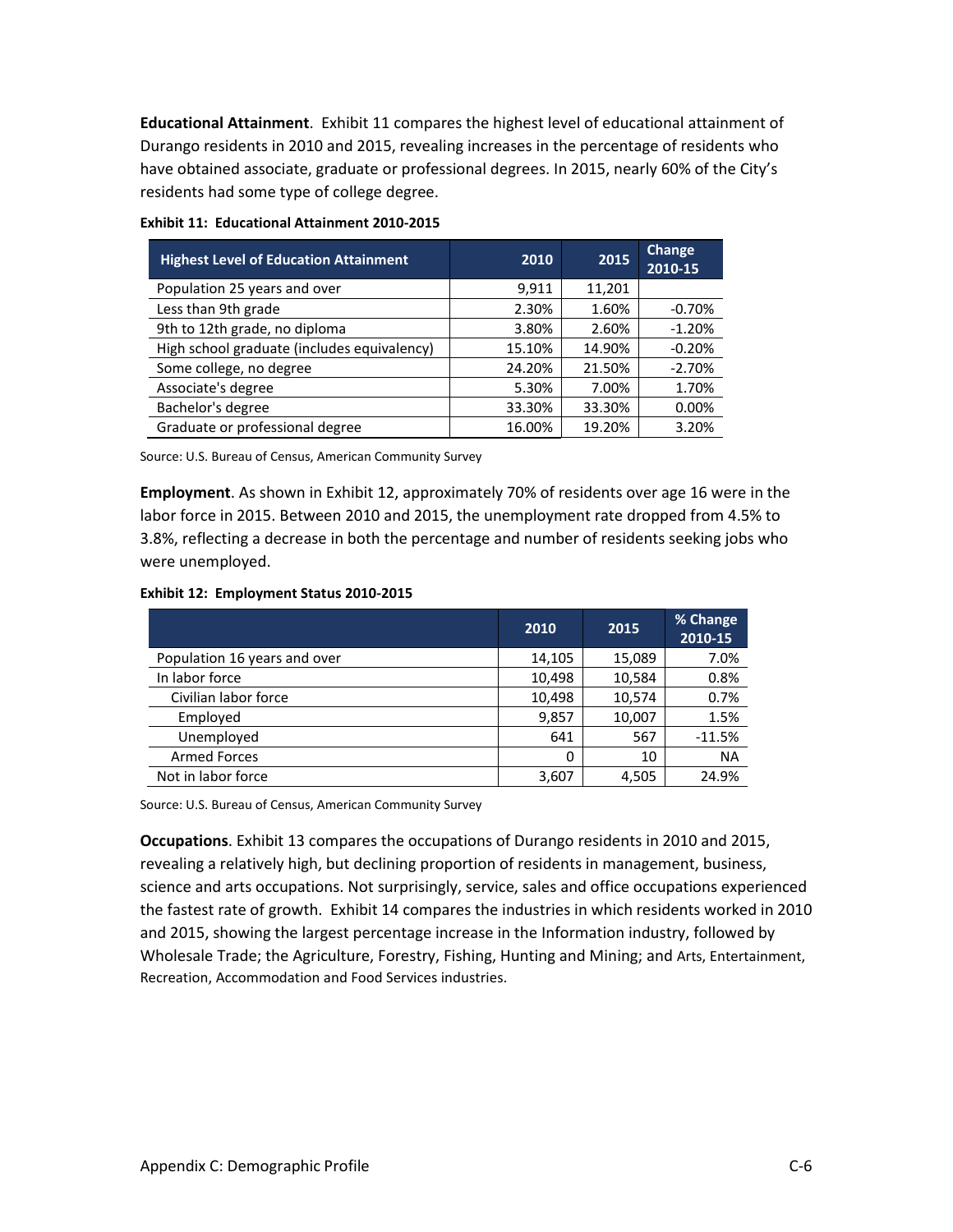**Educational Attainment**. Exhibit 11 compares the highest level of educational attainment of Durango residents in 2010 and 2015, revealing increases in the percentage of residents who have obtained associate, graduate or professional degrees. In 2015, nearly 60% of the City's residents had some type of college degree.

**Exhibit 11: Educational Attainment 2010-2015**

| Highest Level of Education Attainment | 2010 | 2015 | Change 2010-15 |
|---|---|---|---|
| Population 25 years and over | 9,911 | 11,201 | |
| Less than 9th grade | 2.30% | 1.60% | -0.70% |
| 9th to 12th grade, no diploma | 3.80% | 2.60% | -1.20% |
| High school graduate (includes equivalency) | 15.10% | 14.90% | -0.20% |
| Some college, no degree | 24.20% | 21.50% | -2.70% |
| Associate's degree | 5.30% | 7.00% | 1.70% |
| Bachelor's degree | 33.30% | 33.30% | 0.00% |
| Graduate or professional degree | 16.00% | 19.20% | 3.20% |

Source: U.S. Bureau of Census, American Community Survey

**Employment**. As shown in Exhibit 12, approximately 70% of residents over age 16 were in the labor force in 2015. Between 2010 and 2015, the unemployment rate dropped from 4.5% to 3.8%, reflecting a decrease in both the percentage and number of residents seeking jobs who were unemployed.

**Exhibit 12: Employment Status 2010-2015**

| | 2010 | 2015 | % Change 2010-15 |
|---|---|---|---|
| Population 16 years and over | 14,105 | 15,089 | 7.0% |
| In labor force | 10,498 | 10,584 | 0.8% |
| Civilian labor force | 10,498 | 10,574 | 0.7% |
| Employed | 9,857 | 10,007 | 1.5% |
| Unemployed | 641 | 567 | -11.5% |
| Armed Forces | 0 | 10 | NA |
| Not in labor force | 3,607 | 4,505 | 24.9% |

Source: U.S. Bureau of Census, American Community Survey

**Occupations**. Exhibit 13 compares the occupations of Durango residents in 2010 and 2015, revealing a relatively high, but declining proportion of residents in management, business, science and arts occupations. Not surprisingly, service, sales and office occupations experienced the fastest rate of growth. Exhibit 14 compares the industries in which residents worked in 2010 and 2015, showing the largest percentage increase in the Information industry, followed by Wholesale Trade; the Agriculture, Forestry, Fishing, Hunting and Mining; and Arts, Entertainment, Recreation, Accommodation and Food Services industries.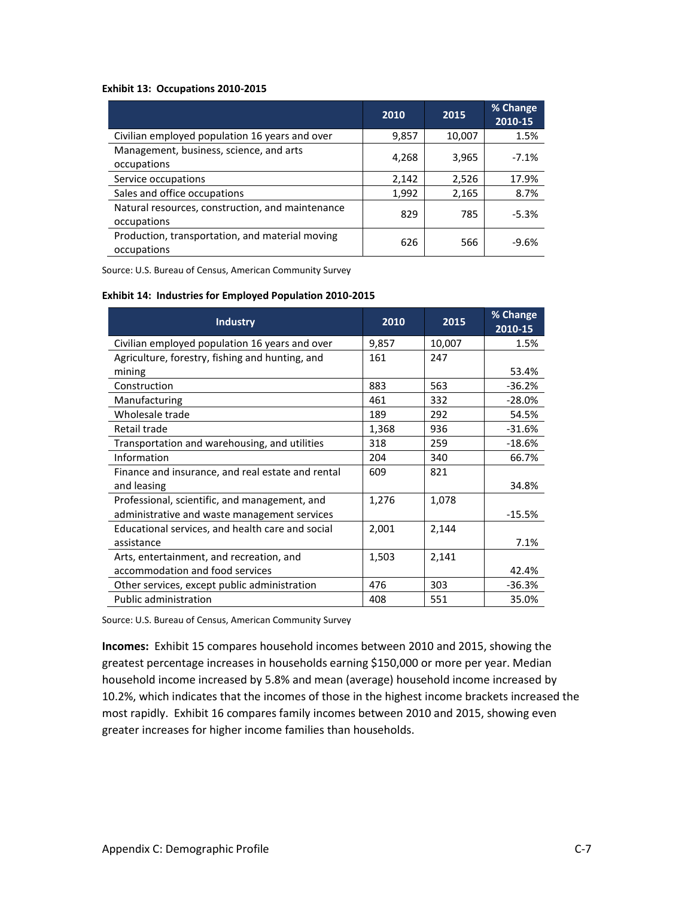**Exhibit 13: Occupations 2010-2015**

| | 2010 | 2015 | % Change 2010-15 |
|---|---|---|---|
| Civilian employed population 16 years and over | 9,857 | 10,007 | 1.5% |
| Management, business, science, and arts occupations | 4,268 | 3,965 | -7.1% |
| Service occupations | 2,142 | 2,526 | 17.9% |
| Sales and office occupations | 1,992 | 2,165 | 8.7% |
| Natural resources, construction, and maintenance occupations | 829 | 785 | -5.3% |
| Production, transportation, and material moving occupations | 626 | 566 | -9.6% |

Source: U.S. Bureau of Census, American Community Survey

**Exhibit 14: Industries for Employed Population 2010-2015**

| Industry | 2010 | 2015 | % Change 2010-15 |
|---|---|---|---|
| Civilian employed population 16 years and over | 9,857 | 10,007 | 1.5% |
| Agriculture, forestry, fishing and hunting, and mining | 161 | 247 | 53.4% |
| Construction | 883 | 563 | -36.2% |
| Manufacturing | 461 | 332 | -28.0% |
| Wholesale trade | 189 | 292 | 54.5% |
| Retail trade | 1,368 | 936 | -31.6% |
| Transportation and warehousing, and utilities | 318 | 259 | -18.6% |
| Information | 204 | 340 | 66.7% |
| Finance and insurance, and real estate and rental and leasing | 609 | 821 | 34.8% |
| Professional, scientific, and management, and administrative and waste management services | 1,276 | 1,078 | -15.5% |
| Educational services, and health care and social assistance | 2,001 | 2,144 | 7.1% |
| Arts, entertainment, and recreation, and accommodation and food services | 1,503 | 2,141 | 42.4% |
| Other services, except public administration | 476 | 303 | -36.3% |
| Public administration | 408 | 551 | 35.0% |

Source: U.S. Bureau of Census, American Community Survey

**Incomes:** Exhibit 15 compares household incomes between 2010 and 2015, showing the greatest percentage increases in households earning $150,000 or more per year. Median household income increased by 5.8% and mean (average) household income increased by 10.2%, which indicates that the incomes of those in the highest income brackets increased the most rapidly. Exhibit 16 compares family incomes between 2010 and 2015, showing even greater increases for higher income families than households.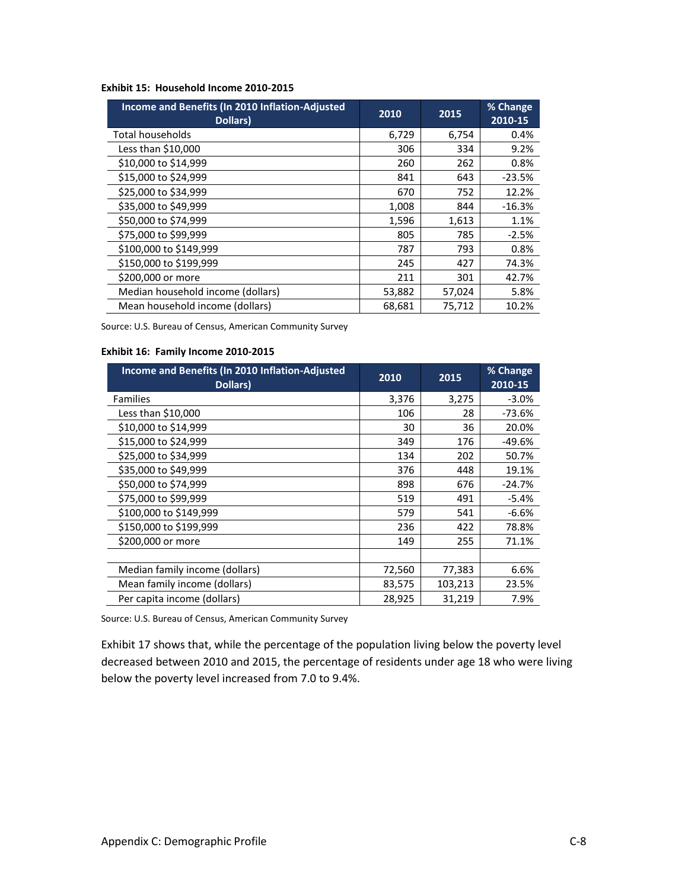**Exhibit 15: Household Income 2010-2015**

| Income and Benefits (In 2010 Inflation-Adjusted Dollars) | 2010 | 2015 | % Change 2010-15 |
|---|---|---|---|
| Total households | 6,729 | 6,754 | 0.4% |
| Less than $10,000 | 306 | 334 | 9.2% |
| $10,000 to $14,999 | 260 | 262 | 0.8% |
| $15,000 to $24,999 | 841 | 643 | -23.5% |
| $25,000 to $34,999 | 670 | 752 | 12.2% |
| $35,000 to $49,999 | 1,008 | 844 | -16.3% |
| $50,000 to $74,999 | 1,596 | 1,613 | 1.1% |
| $75,000 to $99,999 | 805 | 785 | -2.5% |
| $100,000 to $149,999 | 787 | 793 | 0.8% |
| $150,000 to $199,999 | 245 | 427 | 74.3% |
| $200,000 or more | 211 | 301 | 42.7% |
| Median household income (dollars) | 53,882 | 57,024 | 5.8% |
| Mean household income (dollars) | 68,681 | 75,712 | 10.2% |

Source: U.S. Bureau of Census, American Community Survey

**Exhibit 16: Family Income 2010-2015**

| Income and Benefits (In 2010 Inflation-Adjusted Dollars) | 2010 | 2015 | % Change 2010-15 |
|---|---|---|---|
| Families | 3,376 | 3,275 | -3.0% |
| Less than $10,000 | 106 | 28 | -73.6% |
| $10,000 to $14,999 | 30 | 36 | 20.0% |
| $15,000 to $24,999 | 349 | 176 | -49.6% |
| $25,000 to $34,999 | 134 | 202 | 50.7% |
| $35,000 to $49,999 | 376 | 448 | 19.1% |
| $50,000 to $74,999 | 898 | 676 | -24.7% |
| $75,000 to $99,999 | 519 | 491 | -5.4% |
| $100,000 to $149,999 | 579 | 541 | -6.6% |
| $150,000 to $199,999 | 236 | 422 | 78.8% |
| $200,000 or more | 149 | 255 | 71.1% |
| | | | |
| Median family income (dollars) | 72,560 | 77,383 | 6.6% |
| Mean family income (dollars) | 83,575 | 103,213 | 23.5% |
| Per capita income (dollars) | 28,925 | 31,219 | 7.9% |

Source: U.S. Bureau of Census, American Community Survey

Exhibit 17 shows that, while the percentage of the population living below the poverty level decreased between 2010 and 2015, the percentage of residents under age 18 who were living below the poverty level increased from 7.0 to 9.4%.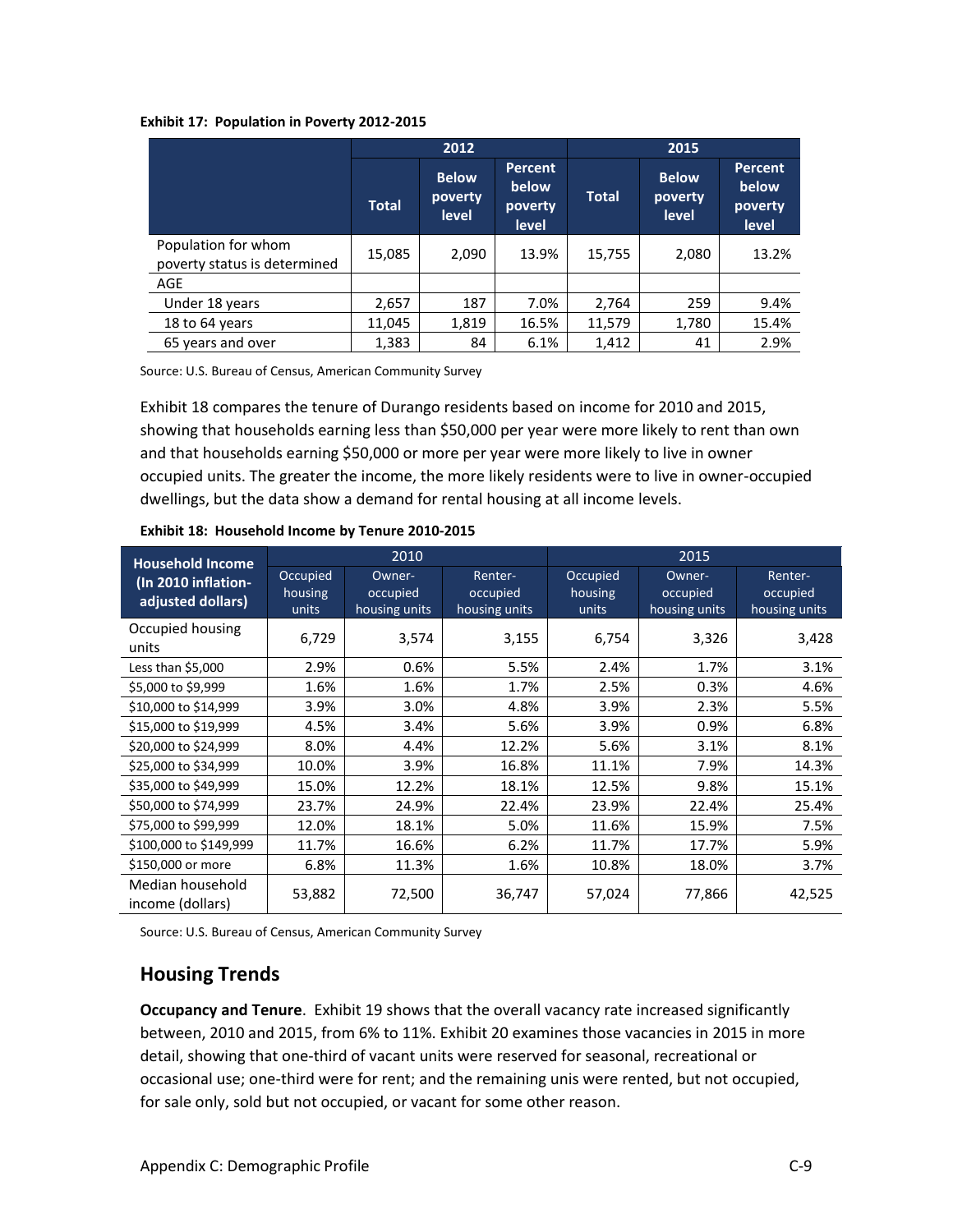**Exhibit 17: Population in Poverty 2012-2015**

| | 2012 | | | 2015 | | |
|---|---|---|---|---|---|---|
| | Total | Below poverty level | Percent below poverty level | Total | Below poverty level | Percent below poverty level |
| Population for whom poverty status is determined | 15,085 | 2,090 | 13.9% | 15,755 | 2,080 | 13.2% |
| AGE | | | | | | |
| Under 18 years | 2,657 | 187 | 7.0% | 2,764 | 259 | 9.4% |
| 18 to 64 years | 11,045 | 1,819 | 16.5% | 11,579 | 1,780 | 15.4% |
| 65 years and over | 1,383 | 84 | 6.1% | 1,412 | 41 | 2.9% |

Source: U.S. Bureau of Census, American Community Survey

Exhibit 18 compares the tenure of Durango residents based on income for 2010 and 2015, showing that households earning less than $50,000 per year were more likely to rent than own and that households earning $50,000 or more per year were more likely to live in owner occupied units. The greater the income, the more likely residents were to live in owner-occupied dwellings, but the data show a demand for rental housing at all income levels.

**Exhibit 18: Household Income by Tenure 2010-2015**

| Household Income (In 2010 inflation-adjusted dollars) | 2010 | | | 2015 | | |
|---|---|---|---|---|---|---|
| | Occupied housing units | Owner-occupied housing units | Renter-occupied housing units | Occupied housing units | Owner-occupied housing units | Renter-occupied housing units |
| Occupied housing units | 6,729 | 3,574 | 3,155 | 6,754 | 3,326 | 3,428 |
| Less than $5,000 | 2.9% | 0.6% | 5.5% | 2.4% | 1.7% | 3.1% |
| $5,000 to $9,999 | 1.6% | 1.6% | 1.7% | 2.5% | 0.3% | 4.6% |
| $10,000 to $14,999 | 3.9% | 3.0% | 4.8% | 3.9% | 2.3% | 5.5% |
| $15,000 to $19,999 | 4.5% | 3.4% | 5.6% | 3.9% | 0.9% | 6.8% |
| $20,000 to $24,999 | 8.0% | 4.4% | 12.2% | 5.6% | 3.1% | 8.1% |
| $25,000 to $34,999 | 10.0% | 3.9% | 16.8% | 11.1% | 7.9% | 14.3% |
| $35,000 to $49,999 | 15.0% | 12.2% | 18.1% | 12.5% | 9.8% | 15.1% |
| $50,000 to $74,999 | 23.7% | 24.9% | 22.4% | 23.9% | 22.4% | 25.4% |
| $75,000 to $99,999 | 12.0% | 18.1% | 5.0% | 11.6% | 15.9% | 7.5% |
| $100,000 to $149,999 | 11.7% | 16.6% | 6.2% | 11.7% | 17.7% | 5.9% |
| $150,000 or more | 6.8% | 11.3% | 1.6% | 10.8% | 18.0% | 3.7% |
| Median household income (dollars) | 53,882 | 72,500 | 36,747 | 57,024 | 77,866 | 42,525 |

Source: U.S. Bureau of Census, American Community Survey

## Housing Trends

**Occupancy and Tenure**. Exhibit 19 shows that the overall vacancy rate increased significantly between, 2010 and 2015, from 6% to 11%. Exhibit 20 examines those vacancies in 2015 in more detail, showing that one-third of vacant units were reserved for seasonal, recreational or occasional use; one-third were for rent; and the remaining unis were rented, but not occupied, for sale only, sold but not occupied, or vacant for some other reason.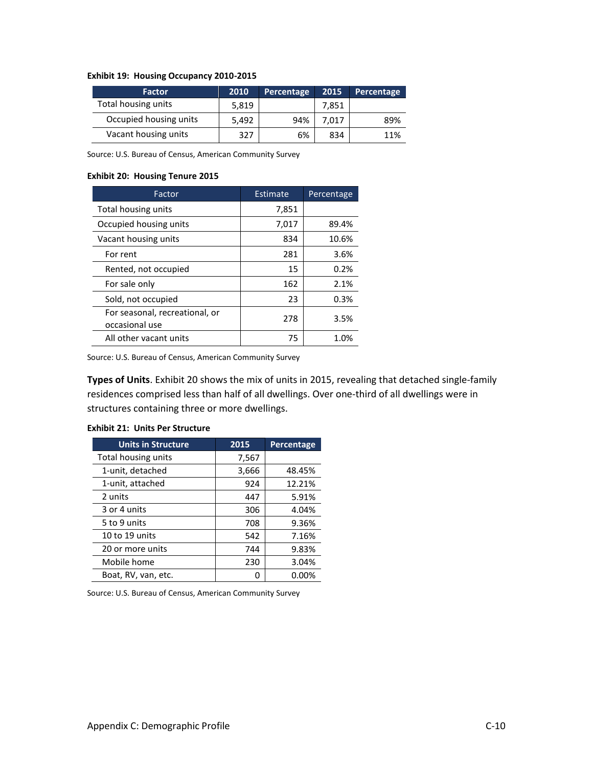**Exhibit 19: Housing Occupancy 2010-2015**

| Factor | 2010 | Percentage | 2015 | Percentage |
|---|---|---|---|---|
| Total housing units | 5,819 | | 7,851 | |
| Occupied housing units | 5,492 | 94% | 7,017 | 89% |
| Vacant housing units | 327 | 6% | 834 | 11% |

Source: U.S. Bureau of Census, American Community Survey

**Exhibit 20: Housing Tenure 2015**

| Factor | Estimate | Percentage |
|---|---|---|
| Total housing units | 7,851 | |
| Occupied housing units | 7,017 | 89.4% |
| Vacant housing units | 834 | 10.6% |
| For rent | 281 | 3.6% |
| Rented, not occupied | 15 | 0.2% |
| For sale only | 162 | 2.1% |
| Sold, not occupied | 23 | 0.3% |
| For seasonal, recreational, or occasional use | 278 | 3.5% |
| All other vacant units | 75 | 1.0% |

Source: U.S. Bureau of Census, American Community Survey

**Types of Units**. Exhibit 20 shows the mix of units in 2015, revealing that detached single-family residences comprised less than half of all dwellings. Over one-third of all dwellings were in structures containing three or more dwellings.

**Exhibit 21: Units Per Structure**

| Units in Structure | 2015 | Percentage |
|---|---|---|
| Total housing units | 7,567 | |
| 1-unit, detached | 3,666 | 48.45% |
| 1-unit, attached | 924 | 12.21% |
| 2 units | 447 | 5.91% |
| 3 or 4 units | 306 | 4.04% |
| 5 to 9 units | 708 | 9.36% |
| 10 to 19 units | 542 | 7.16% |
| 20 or more units | 744 | 9.83% |
| Mobile home | 230 | 3.04% |
| Boat, RV, van, etc. | 0 | 0.00% |

Source: U.S. Bureau of Census, American Community Survey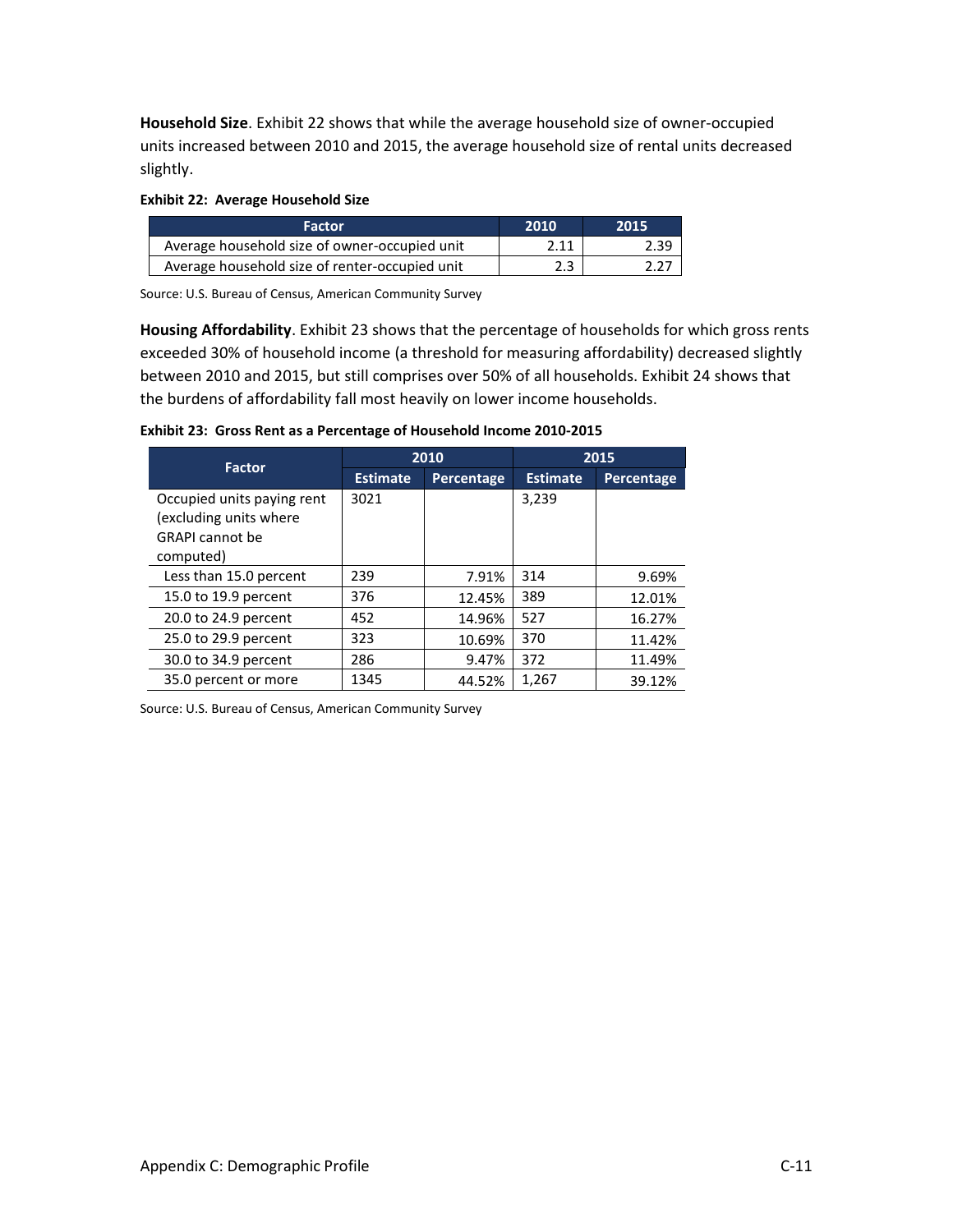**Household Size**. Exhibit 22 shows that while the average household size of owner-occupied units increased between 2010 and 2015, the average household size of rental units decreased slightly.

**Exhibit 22: Average Household Size**

| Factor | 2010 | 2015 |
|---|---|---|
| Average household size of owner-occupied unit | 2.11 | 2.39 |
| Average household size of renter-occupied unit | 2.3 | 2.27 |

Source: U.S. Bureau of Census, American Community Survey

**Housing Affordability**. Exhibit 23 shows that the percentage of households for which gross rents exceeded 30% of household income (a threshold for measuring affordability) decreased slightly between 2010 and 2015, but still comprises over 50% of all households. Exhibit 24 shows that the burdens of affordability fall most heavily on lower income households.

**Exhibit 23: Gross Rent as a Percentage of Household Income 2010-2015**

| Factor | 2010 | | 2015 | |
|---|---|---|---|---|
| | Estimate | Percentage | Estimate | Percentage |
| Occupied units paying rent (excluding units where GRAPI cannot be computed) | 3021 | | 3,239 | |
| Less than 15.0 percent | 239 | 7.91% | 314 | 9.69% |
| 15.0 to 19.9 percent | 376 | 12.45% | 389 | 12.01% |
| 20.0 to 24.9 percent | 452 | 14.96% | 527 | 16.27% |
| 25.0 to 29.9 percent | 323 | 10.69% | 370 | 11.42% |
| 30.0 to 34.9 percent | 286 | 9.47% | 372 | 11.49% |
| 35.0 percent or more | 1345 | 44.52% | 1,267 | 39.12% |

Source: U.S. Bureau of Census, American Community Survey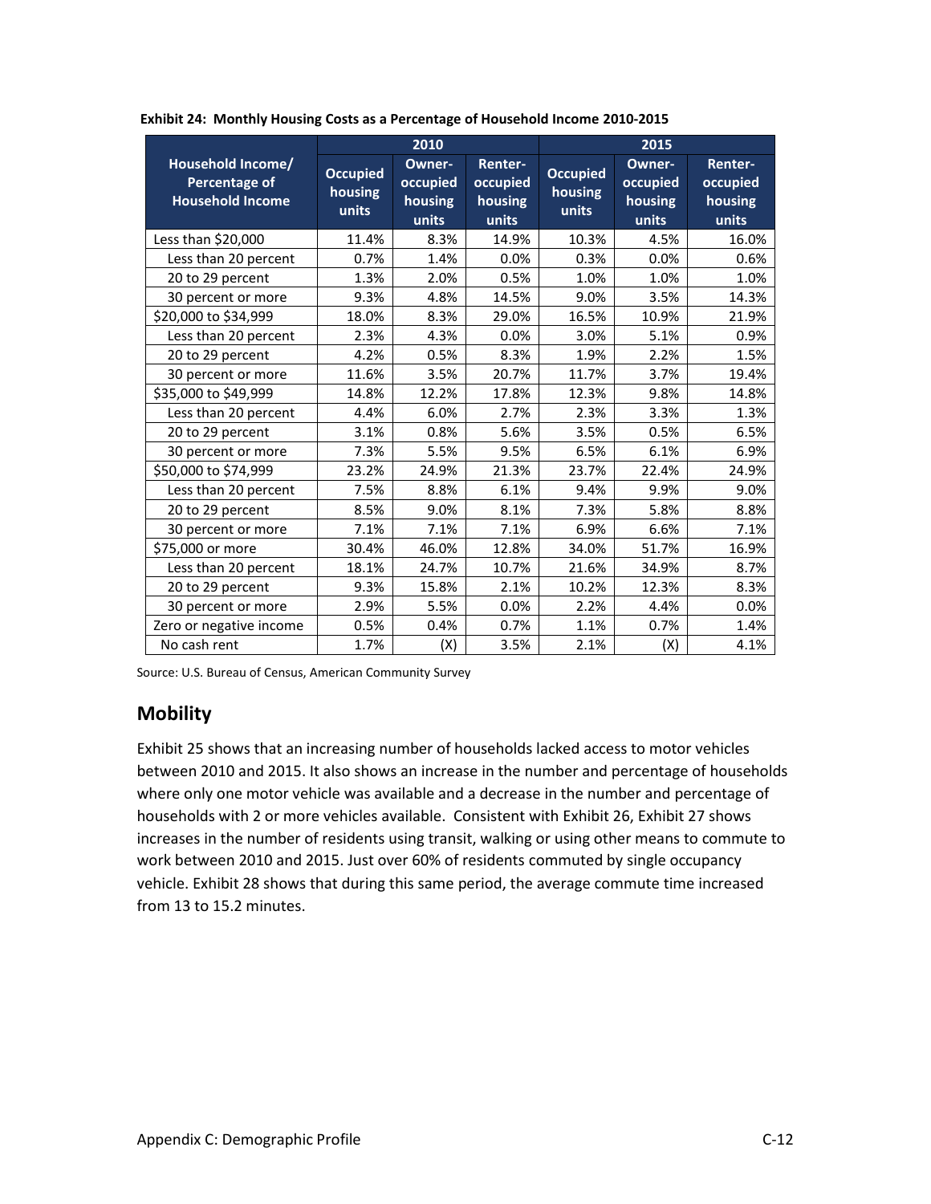**Exhibit 24: Monthly Housing Costs as a Percentage of Household Income 2010-2015**

| Household Income/ Percentage of Household Income | 2010 | | | 2015 | | |
|---|---|---|---|---|---|---|
| | Occupied housing units | Owner-occupied housing units | Renter-occupied housing units | Occupied housing units | Owner-occupied housing units | Renter-occupied housing units |
| Less than $20,000 | 11.4% | 8.3% | 14.9% | 10.3% | 4.5% | 16.0% |
| Less than 20 percent | 0.7% | 1.4% | 0.0% | 0.3% | 0.0% | 0.6% |
| 20 to 29 percent | 1.3% | 2.0% | 0.5% | 1.0% | 1.0% | 1.0% |
| 30 percent or more | 9.3% | 4.8% | 14.5% | 9.0% | 3.5% | 14.3% |
| $20,000 to $34,999 | 18.0% | 8.3% | 29.0% | 16.5% | 10.9% | 21.9% |
| Less than 20 percent | 2.3% | 4.3% | 0.0% | 3.0% | 5.1% | 0.9% |
| 20 to 29 percent | 4.2% | 0.5% | 8.3% | 1.9% | 2.2% | 1.5% |
| 30 percent or more | 11.6% | 3.5% | 20.7% | 11.7% | 3.7% | 19.4% |
| $35,000 to $49,999 | 14.8% | 12.2% | 17.8% | 12.3% | 9.8% | 14.8% |
| Less than 20 percent | 4.4% | 6.0% | 2.7% | 2.3% | 3.3% | 1.3% |
| 20 to 29 percent | 3.1% | 0.8% | 5.6% | 3.5% | 0.5% | 6.5% |
| 30 percent or more | 7.3% | 5.5% | 9.5% | 6.5% | 6.1% | 6.9% |
| $50,000 to $74,999 | 23.2% | 24.9% | 21.3% | 23.7% | 22.4% | 24.9% |
| Less than 20 percent | 7.5% | 8.8% | 6.1% | 9.4% | 9.9% | 9.0% |
| 20 to 29 percent | 8.5% | 9.0% | 8.1% | 7.3% | 5.8% | 8.8% |
| 30 percent or more | 7.1% | 7.1% | 7.1% | 6.9% | 6.6% | 7.1% |
| $75,000 or more | 30.4% | 46.0% | 12.8% | 34.0% | 51.7% | 16.9% |
| Less than 20 percent | 18.1% | 24.7% | 10.7% | 21.6% | 34.9% | 8.7% |
| 20 to 29 percent | 9.3% | 15.8% | 2.1% | 10.2% | 12.3% | 8.3% |
| 30 percent or more | 2.9% | 5.5% | 0.0% | 2.2% | 4.4% | 0.0% |
| Zero or negative income | 0.5% | 0.4% | 0.7% | 1.1% | 0.7% | 1.4% |
| No cash rent | 1.7% | (X) | 3.5% | 2.1% | (X) | 4.1% |

Source: U.S. Bureau of Census, American Community Survey

## Mobility

Exhibit 25 shows that an increasing number of households lacked access to motor vehicles between 2010 and 2015. It also shows an increase in the number and percentage of households where only one motor vehicle was available and a decrease in the number and percentage of households with 2 or more vehicles available. Consistent with Exhibit 26, Exhibit 27 shows increases in the number of residents using transit, walking or using other means to commute to work between 2010 and 2015. Just over 60% of residents commuted by single occupancy vehicle. Exhibit 28 shows that during this same period, the average commute time increased from 13 to 15.2 minutes.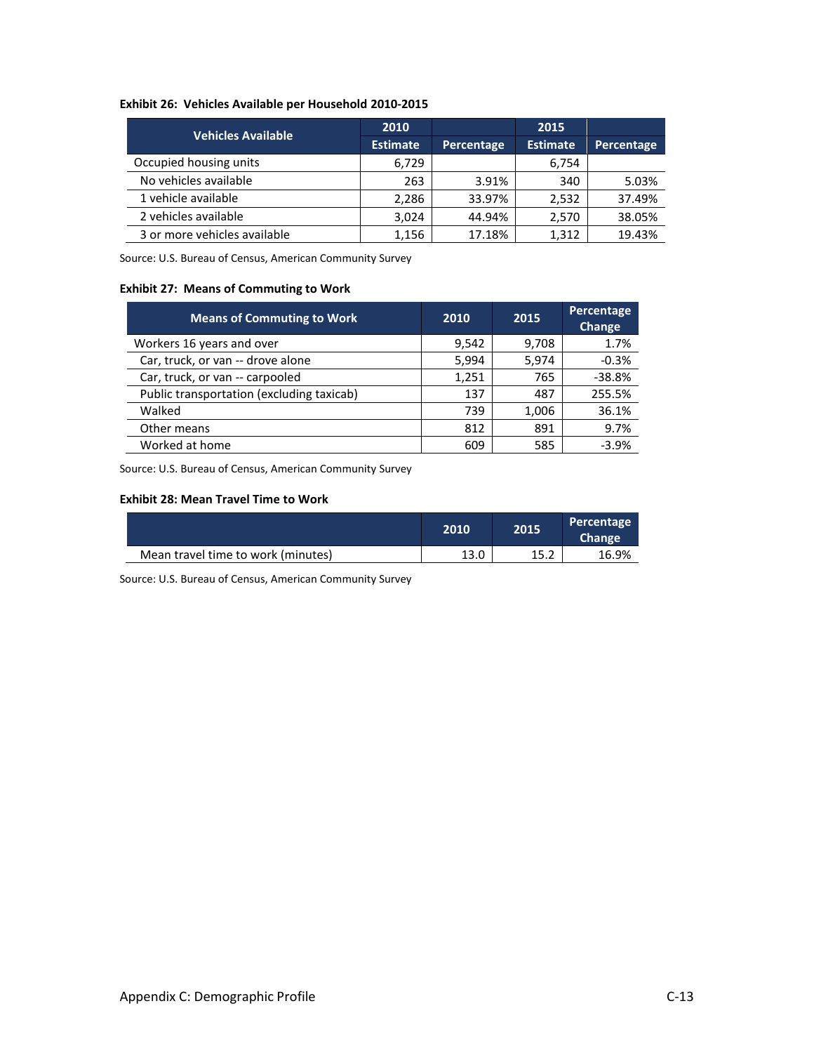**Exhibit 26: Vehicles Available per Household 2010-2015**

| Vehicles Available | 2010 | | 2015 | |
|---|---|---|---|---|
| | Estimate | Percentage | Estimate | Percentage |
| Occupied housing units | 6,729 | | 6,754 | |
| No vehicles available | 263 | 3.91% | 340 | 5.03% |
| 1 vehicle available | 2,286 | 33.97% | 2,532 | 37.49% |
| 2 vehicles available | 3,024 | 44.94% | 2,570 | 38.05% |
| 3 or more vehicles available | 1,156 | 17.18% | 1,312 | 19.43% |

Source: U.S. Bureau of Census, American Community Survey

**Exhibit 27: Means of Commuting to Work**

| Means of Commuting to Work | 2010 | 2015 | Percentage Change |
|---|---|---|---|
| Workers 16 years and over | 9,542 | 9,708 | 1.7% |
| Car, truck, or van -- drove alone | 5,994 | 5,974 | -0.3% |
| Car, truck, or van -- carpooled | 1,251 | 765 | -38.8% |
| Public transportation (excluding taxicab) | 137 | 487 | 255.5% |
| Walked | 739 | 1,006 | 36.1% |
| Other means | 812 | 891 | 9.7% |
| Worked at home | 609 | 585 | -3.9% |

Source: U.S. Bureau of Census, American Community Survey

**Exhibit 28: Mean Travel Time to Work**

| | 2010 | 2015 | Percentage Change |
|---|---|---|---|
| Mean travel time to work (minutes) | 13.0 | 15.2 | 16.9% |

Source: U.S. Bureau of Census, American Community Survey